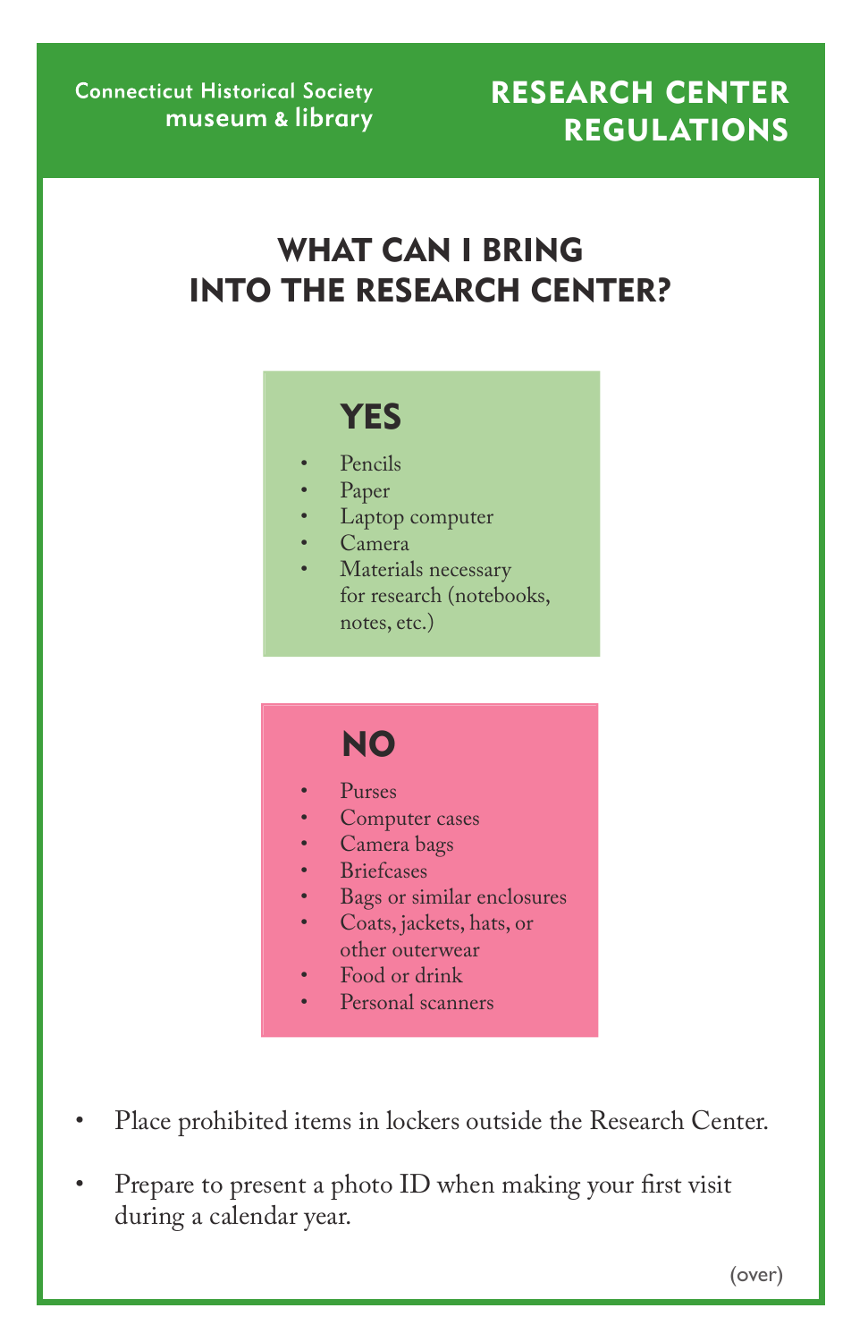Connecticut Historical Society
museum & library

# RESEARCH CENTER REGULATIONS

## WHAT CAN I BRING INTO THE RESEARCH CENTER?

### YES

- Pencils
- Paper
- Laptop computer
- Camera
- Materials necessary for research (notebooks, notes, etc.)

### NO

- Purses
- Computer cases
- Camera bags
- Briefcases
- Bags or similar enclosures
- Coats, jackets, hats, or other outerwear
- Food or drink
- Personal scanners

- Place prohibited items in lockers outside the Research Center.
- Prepare to present a photo ID when making your first visit during a calendar year.

(over)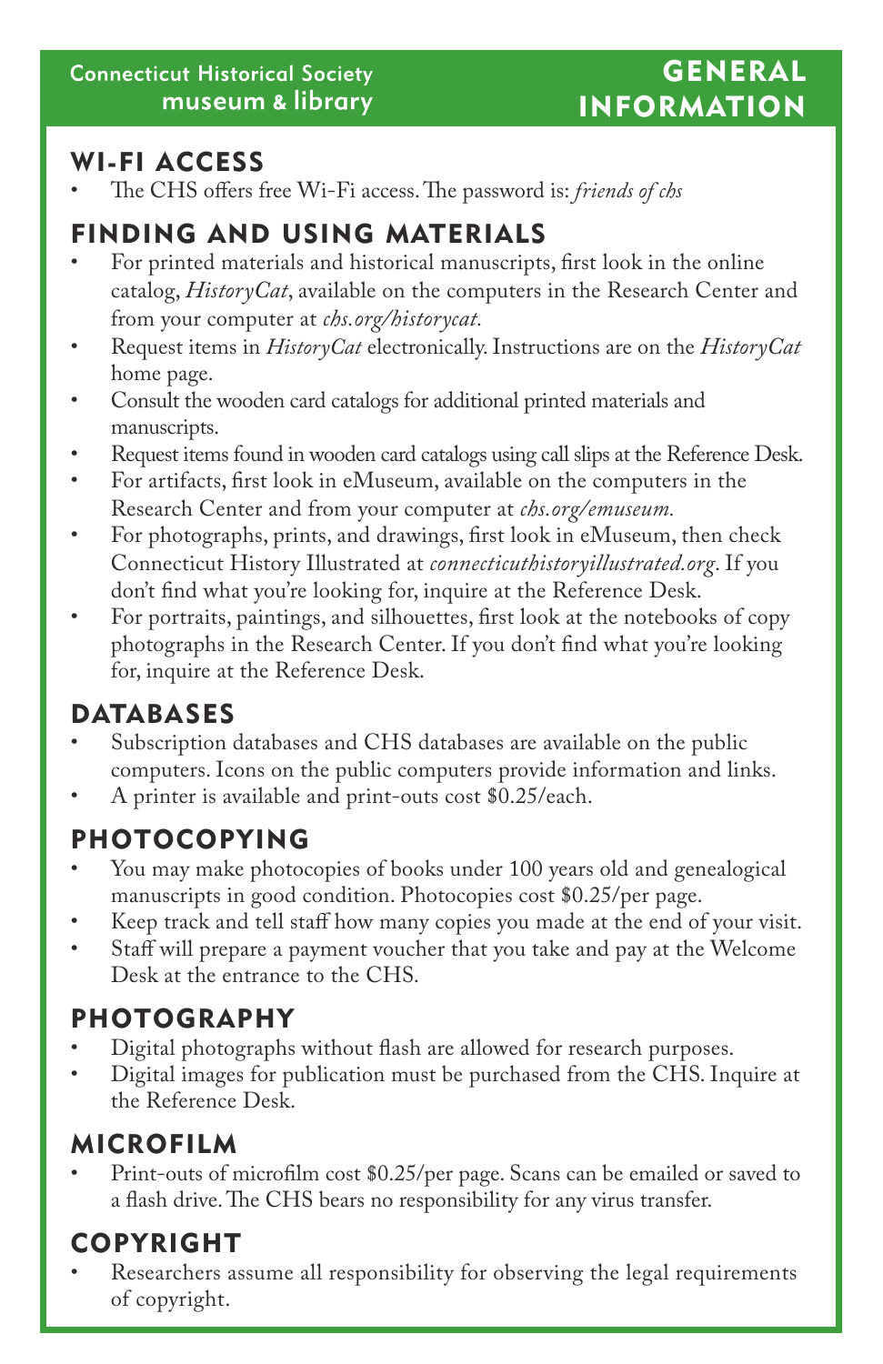Connecticut Historical Society
museum & library

# GENERAL INFORMATION

## WI-FI ACCESS

- The CHS offers free Wi-Fi access. The password is: *friends of chs*

## FINDING AND USING MATERIALS

- For printed materials and historical manuscripts, first look in the online catalog, *HistoryCat*, available on the computers in the Research Center and from your computer at *chs.org/historycat.*
- Request items in *HistoryCat* electronically. Instructions are on the *HistoryCat* home page.
- Consult the wooden card catalogs for additional printed materials and manuscripts.
- Request items found in wooden card catalogs using call slips at the Reference Desk.
- For artifacts, first look in eMuseum, available on the computers in the Research Center and from your computer at *chs.org/emuseum.*
- For photographs, prints, and drawings, first look in eMuseum, then check Connecticut History Illustrated at *connecticuthistoryillustrated.org*. If you don't find what you're looking for, inquire at the Reference Desk.
- For portraits, paintings, and silhouettes, first look at the notebooks of copy photographs in the Research Center. If you don't find what you're looking for, inquire at the Reference Desk.

## DATABASES

- Subscription databases and CHS databases are available on the public computers. Icons on the public computers provide information and links.
- A printer is available and print-outs cost $0.25/each.

## PHOTOCOPYING

- You may make photocopies of books under 100 years old and genealogical manuscripts in good condition. Photocopies cost $0.25/per page.
- Keep track and tell staff how many copies you made at the end of your visit.
- Staff will prepare a payment voucher that you take and pay at the Welcome Desk at the entrance to the CHS.

## PHOTOGRAPHY

- Digital photographs without flash are allowed for research purposes.
- Digital images for publication must be purchased from the CHS. Inquire at the Reference Desk.

## MICROFILM

- Print-outs of microfilm cost $0.25/per page. Scans can be emailed or saved to a flash drive. The CHS bears no responsibility for any virus transfer.

## COPYRIGHT

- Researchers assume all responsibility for observing the legal requirements of copyright.